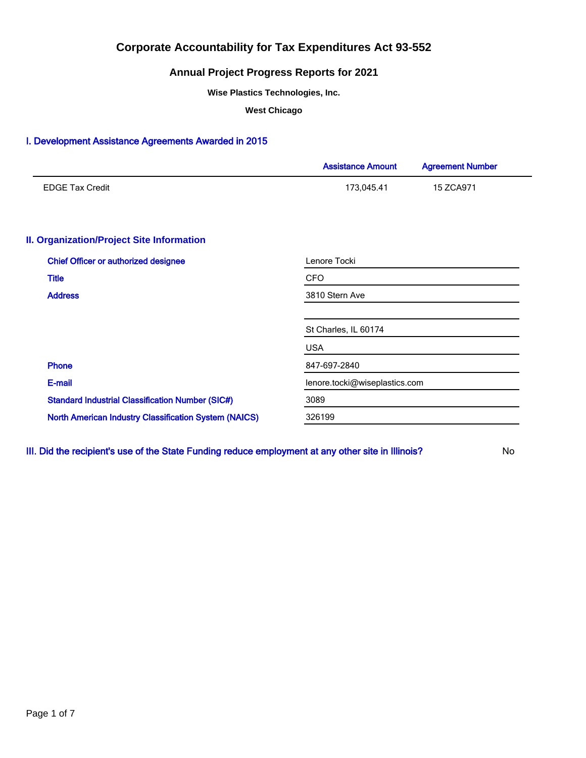# Corporate Accountability for Tax Expenditures Act 93-552

## Annual Project Progress Reports for 2021

**Wise Plastics Technologies, Inc.**

**West Chicago**

## I. Development Assistance Agreements Awarded in 2015

| | Assistance Amount | Agreement Number |
|---|---|---|
| EDGE Tax Credit | 173,045.41 | 15 ZCA971 |

## II. Organization/Project Site Information

| | |
|---|---|
| Chief Officer or authorized designee | Lenore Tocki |
| Title | CFO |
| Address | 3810 Stern Ave |
| | |
| | St Charles, IL 60174 |
| | USA |
| Phone | 847-697-2840 |
| E-mail | lenore.tocki@wiseplastics.com |
| Standard Industrial Classification Number (SIC#) | 3089 |
| North American Industry Classification System (NAICS) | 326199 |

## III. Did the recipient's use of the State Funding reduce employment at any other site in Illinois?

No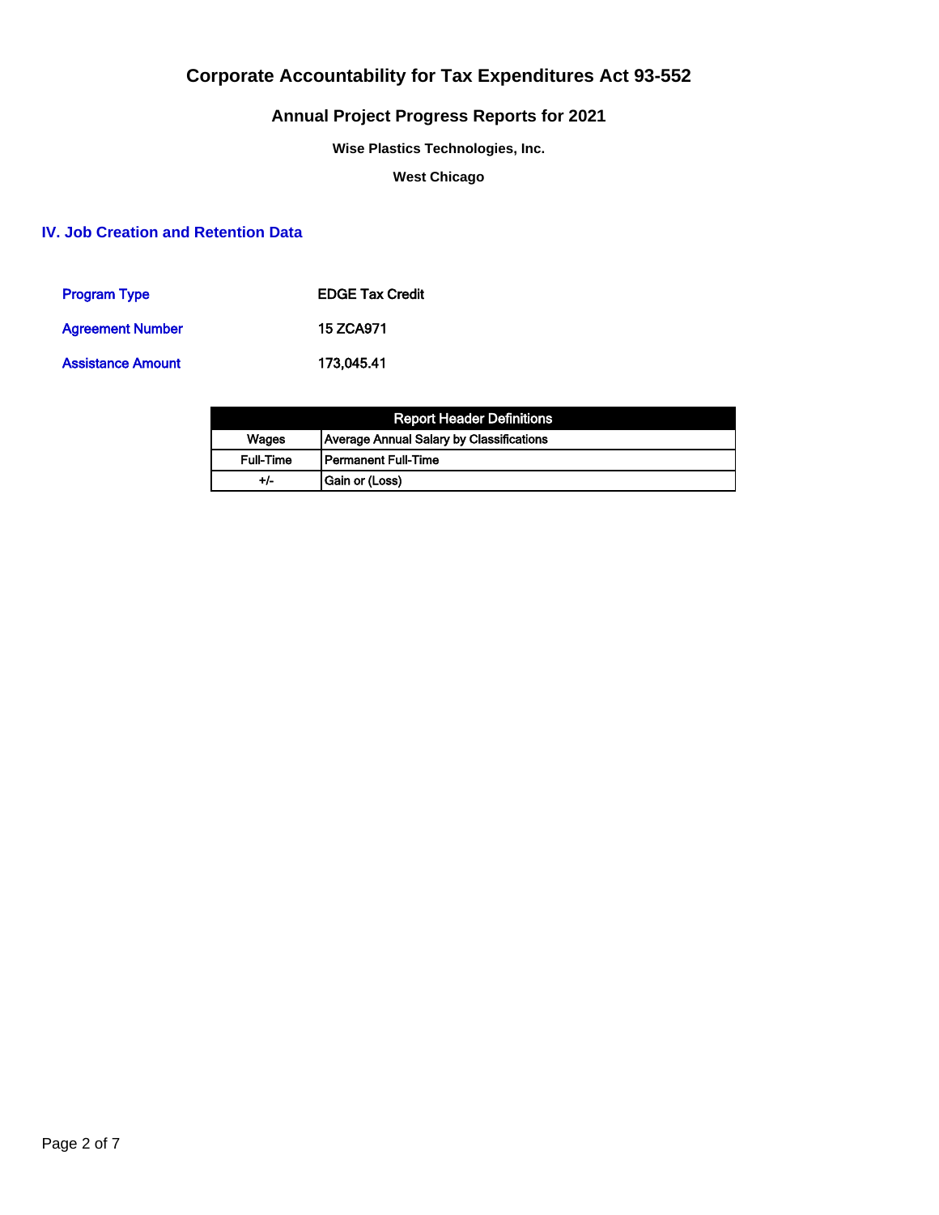# Corporate Accountability for Tax Expenditures Act 93-552

## Annual Project Progress Reports for 2021

### Wise Plastics Technologies, Inc.

### West Chicago

## IV. Job Creation and Retention Data

| | |
|---|---|
| Program Type | EDGE Tax Credit |
| Agreement Number | 15 ZCA971 |
| Assistance Amount | 173,045.41 |

| Report Header Definitions | |
|---|---|
| Wages | Average Annual Salary by Classifications |
| Full-Time | Permanent Full-Time |
| +/- | Gain or (Loss) |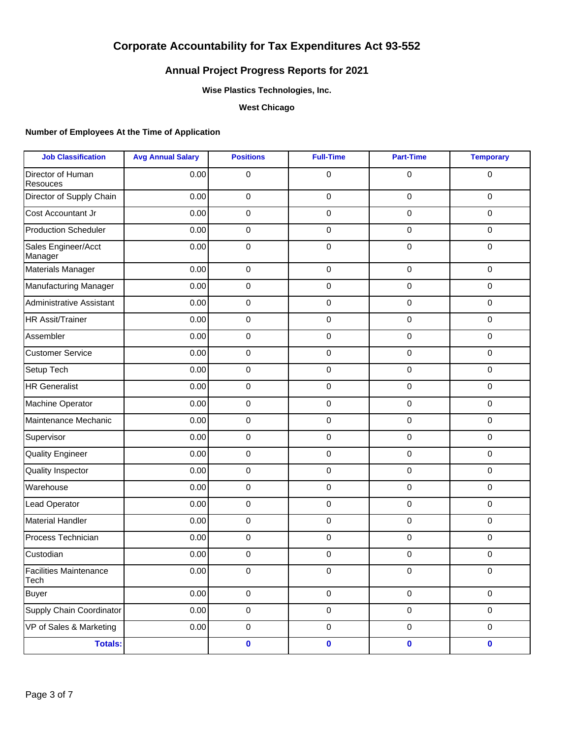# Corporate Accountability for Tax Expenditures Act 93-552

## Annual Project Progress Reports for 2021

### Wise Plastics Technologies, Inc.

### West Chicago

**Number of Employees At the Time of Application**

| Job Classification | Avg Annual Salary | Positions | Full-Time | Part-Time | Temporary |
|---|---|---|---|---|---|
| Director of Human Resouces | 0.00 | 0 | 0 | 0 | 0 |
| Director of Supply Chain | 0.00 | 0 | 0 | 0 | 0 |
| Cost Accountant Jr | 0.00 | 0 | 0 | 0 | 0 |
| Production Scheduler | 0.00 | 0 | 0 | 0 | 0 |
| Sales Engineer/Acct Manager | 0.00 | 0 | 0 | 0 | 0 |
| Materials Manager | 0.00 | 0 | 0 | 0 | 0 |
| Manufacturing Manager | 0.00 | 0 | 0 | 0 | 0 |
| Administrative Assistant | 0.00 | 0 | 0 | 0 | 0 |
| HR Assit/Trainer | 0.00 | 0 | 0 | 0 | 0 |
| Assembler | 0.00 | 0 | 0 | 0 | 0 |
| Customer Service | 0.00 | 0 | 0 | 0 | 0 |
| Setup Tech | 0.00 | 0 | 0 | 0 | 0 |
| HR Generalist | 0.00 | 0 | 0 | 0 | 0 |
| Machine Operator | 0.00 | 0 | 0 | 0 | 0 |
| Maintenance Mechanic | 0.00 | 0 | 0 | 0 | 0 |
| Supervisor | 0.00 | 0 | 0 | 0 | 0 |
| Quality Engineer | 0.00 | 0 | 0 | 0 | 0 |
| Quality Inspector | 0.00 | 0 | 0 | 0 | 0 |
| Warehouse | 0.00 | 0 | 0 | 0 | 0 |
| Lead Operator | 0.00 | 0 | 0 | 0 | 0 |
| Material Handler | 0.00 | 0 | 0 | 0 | 0 |
| Process Technician | 0.00 | 0 | 0 | 0 | 0 |
| Custodian | 0.00 | 0 | 0 | 0 | 0 |
| Facilities Maintenance Tech | 0.00 | 0 | 0 | 0 | 0 |
| Buyer | 0.00 | 0 | 0 | 0 | 0 |
| Supply Chain Coordinator | 0.00 | 0 | 0 | 0 | 0 |
| VP of Sales & Marketing | 0.00 | 0 | 0 | 0 | 0 |
| **Totals:** | | **0** | **0** | **0** | **0** |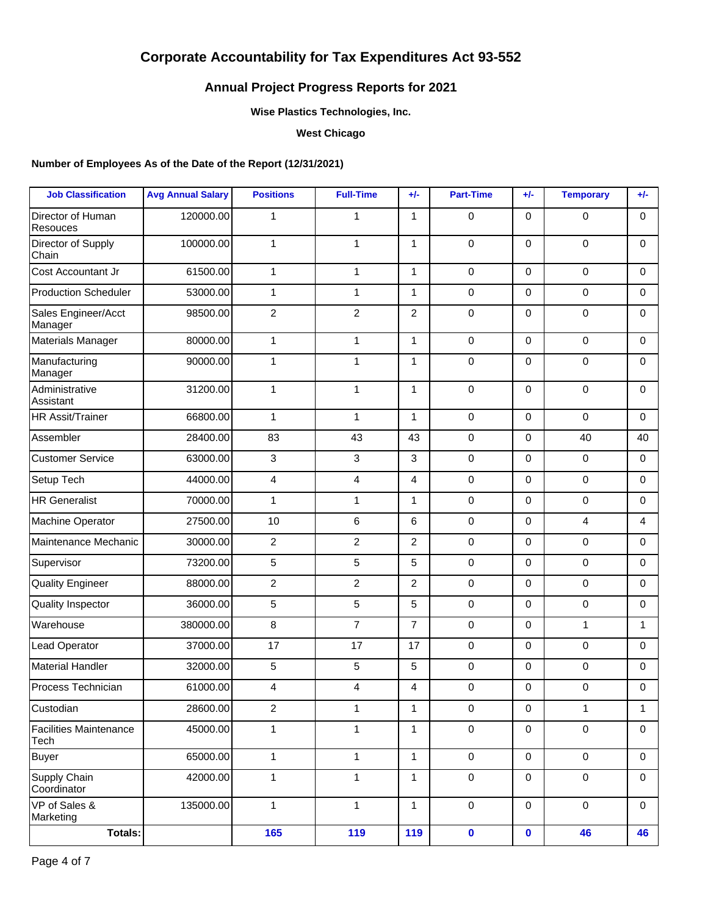# Corporate Accountability for Tax Expenditures Act 93-552

## Annual Project Progress Reports for 2021

### Wise Plastics Technologies, Inc.

### West Chicago

**Number of Employees As of the Date of the Report (12/31/2021)**

| Job Classification | Avg Annual Salary | Positions | Full-Time | +/- | Part-Time | +/- | Temporary | +/- |
|---|---|---|---|---|---|---|---|---|
| Director of Human Resouces | 120000.00 | 1 | 1 | 1 | 0 | 0 | 0 | 0 |
| Director of Supply Chain | 100000.00 | 1 | 1 | 1 | 0 | 0 | 0 | 0 |
| Cost Accountant Jr | 61500.00 | 1 | 1 | 1 | 0 | 0 | 0 | 0 |
| Production Scheduler | 53000.00 | 1 | 1 | 1 | 0 | 0 | 0 | 0 |
| Sales Engineer/Acct Manager | 98500.00 | 2 | 2 | 2 | 0 | 0 | 0 | 0 |
| Materials Manager | 80000.00 | 1 | 1 | 1 | 0 | 0 | 0 | 0 |
| Manufacturing Manager | 90000.00 | 1 | 1 | 1 | 0 | 0 | 0 | 0 |
| Administrative Assistant | 31200.00 | 1 | 1 | 1 | 0 | 0 | 0 | 0 |
| HR Assit/Trainer | 66800.00 | 1 | 1 | 1 | 0 | 0 | 0 | 0 |
| Assembler | 28400.00 | 83 | 43 | 43 | 0 | 0 | 40 | 40 |
| Customer Service | 63000.00 | 3 | 3 | 3 | 0 | 0 | 0 | 0 |
| Setup Tech | 44000.00 | 4 | 4 | 4 | 0 | 0 | 0 | 0 |
| HR Generalist | 70000.00 | 1 | 1 | 1 | 0 | 0 | 0 | 0 |
| Machine Operator | 27500.00 | 10 | 6 | 6 | 0 | 0 | 4 | 4 |
| Maintenance Mechanic | 30000.00 | 2 | 2 | 2 | 0 | 0 | 0 | 0 |
| Supervisor | 73200.00 | 5 | 5 | 5 | 0 | 0 | 0 | 0 |
| Quality Engineer | 88000.00 | 2 | 2 | 2 | 0 | 0 | 0 | 0 |
| Quality Inspector | 36000.00 | 5 | 5 | 5 | 0 | 0 | 0 | 0 |
| Warehouse | 380000.00 | 8 | 7 | 7 | 0 | 0 | 1 | 1 |
| Lead Operator | 37000.00 | 17 | 17 | 17 | 0 | 0 | 0 | 0 |
| Material Handler | 32000.00 | 5 | 5 | 5 | 0 | 0 | 0 | 0 |
| Process Technician | 61000.00 | 4 | 4 | 4 | 0 | 0 | 0 | 0 |
| Custodian | 28600.00 | 2 | 1 | 1 | 0 | 0 | 1 | 1 |
| Facilities Maintenance Tech | 45000.00 | 1 | 1 | 1 | 0 | 0 | 0 | 0 |
| Buyer | 65000.00 | 1 | 1 | 1 | 0 | 0 | 0 | 0 |
| Supply Chain Coordinator | 42000.00 | 1 | 1 | 1 | 0 | 0 | 0 | 0 |
| VP of Sales & Marketing | 135000.00 | 1 | 1 | 1 | 0 | 0 | 0 | 0 |
| **Totals:** | | **165** | **119** | **119** | **0** | **0** | **46** | **46** |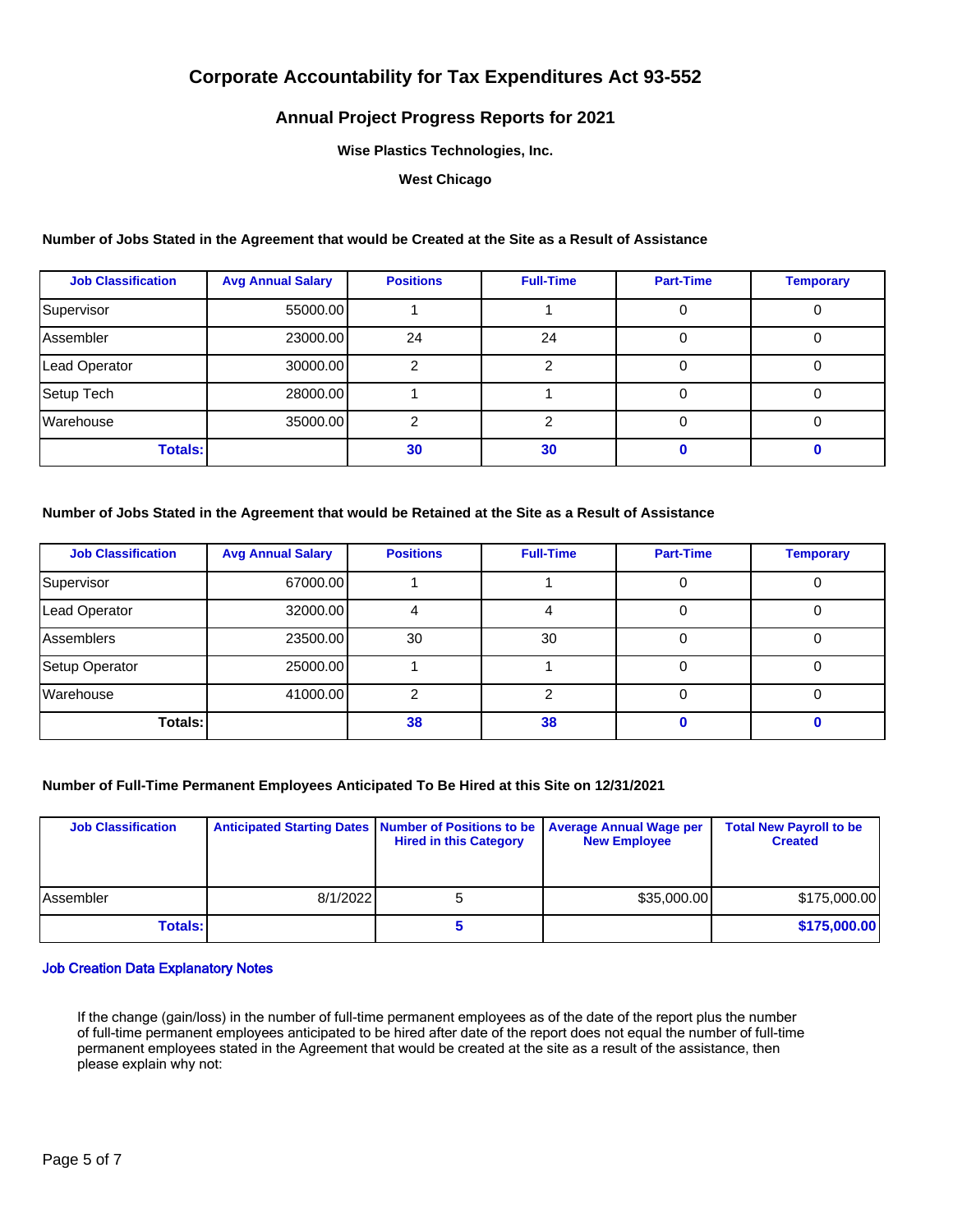# Corporate Accountability for Tax Expenditures Act 93-552

## Annual Project Progress Reports for 2021

### Wise Plastics Technologies, Inc.

### West Chicago

**Number of Jobs Stated in the Agreement that would be Created at the Site as a Result of Assistance**

| Job Classification | Avg Annual Salary | Positions | Full-Time | Part-Time | Temporary |
|---|---|---|---|---|---|
| Supervisor | 55000.00 | 1 | 1 | 0 | 0 |
| Assembler | 23000.00 | 24 | 24 | 0 | 0 |
| Lead Operator | 30000.00 | 2 | 2 | 0 | 0 |
| Setup Tech | 28000.00 | 1 | 1 | 0 | 0 |
| Warehouse | 35000.00 | 2 | 2 | 0 | 0 |
| **Totals:** | | **30** | **30** | **0** | **0** |

**Number of Jobs Stated in the Agreement that would be Retained at the Site as a Result of Assistance**

| Job Classification | Avg Annual Salary | Positions | Full-Time | Part-Time | Temporary |
|---|---|---|---|---|---|
| Supervisor | 67000.00 | 1 | 1 | 0 | 0 |
| Lead Operator | 32000.00 | 4 | 4 | 0 | 0 |
| Assemblers | 23500.00 | 30 | 30 | 0 | 0 |
| Setup Operator | 25000.00 | 1 | 1 | 0 | 0 |
| Warehouse | 41000.00 | 2 | 2 | 0 | 0 |
| **Totals:** | | **38** | **38** | **0** | **0** |

**Number of Full-Time Permanent Employees Anticipated To Be Hired at this Site on 12/31/2021**

| Job Classification | Anticipated Starting Dates | Number of Positions to be Hired in this Category | Average Annual Wage per New Employee | Total New Payroll to be Created |
|---|---|---|---|---|
| Assembler | 8/1/2022 | 5 | $35,000.00 | $175,000.00 |
| **Totals:** | | **5** | | **$175,000.00** |

**Job Creation Data Explanatory Notes**

If the change (gain/loss) in the number of full-time permanent employees as of the date of the report plus the number of full-time permanent employees anticipated to be hired after date of the report does not equal the number of full-time permanent employees stated in the Agreement that would be created at the site as a result of the assistance, then please explain why not: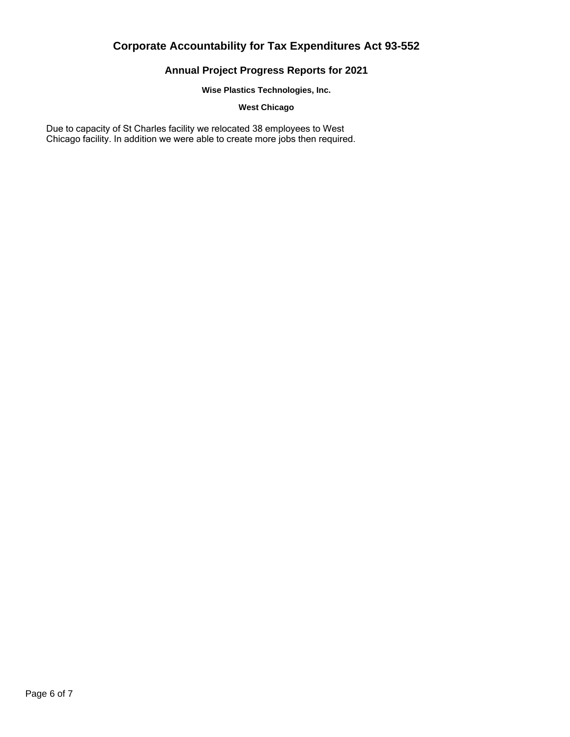# Corporate Accountability for Tax Expenditures Act 93-552

## Annual Project Progress Reports for 2021

### Wise Plastics Technologies, Inc.

### West Chicago

Due to capacity of St Charles facility we relocated 38 employees to West Chicago facility. In addition we were able to create more jobs then required.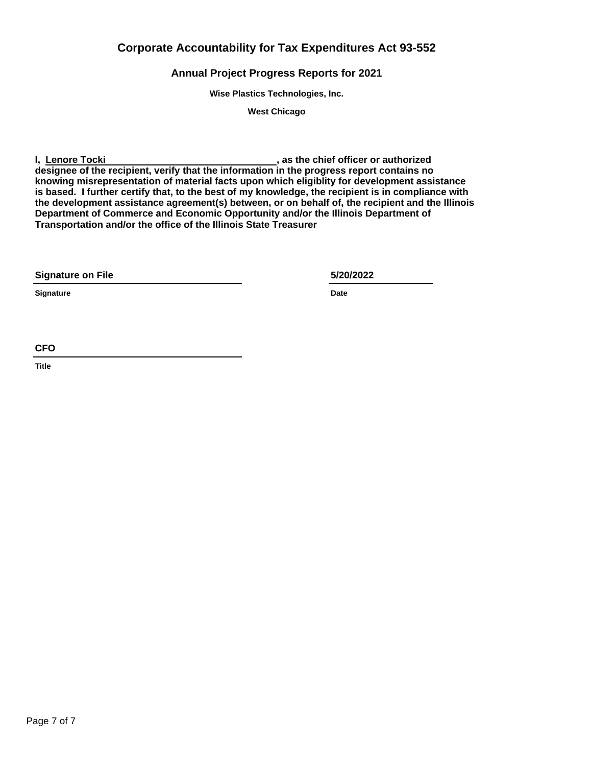# Corporate Accountability for Tax Expenditures Act 93-552

## Annual Project Progress Reports for 2021

**Wise Plastics Technologies, Inc.**

**West Chicago**

**I, Lenore Tocki ______________________, as the chief officer or authorized designee of the recipient, verify that the information in the progress report contains no knowing misrepresentation of material facts upon which eligiblity for development assistance is based. I further certify that, to the best of my knowledge, the recipient is in compliance with the development assistance agreement(s) between, or on behalf of, the recipient and the Illinois Department of Commerce and Economic Opportunity and/or the Illinois Department of Transportation and/or the office of the Illinois State Treasurer**

**Signature on File**
Signature

**5/20/2022**
Date

**CFO**
Title